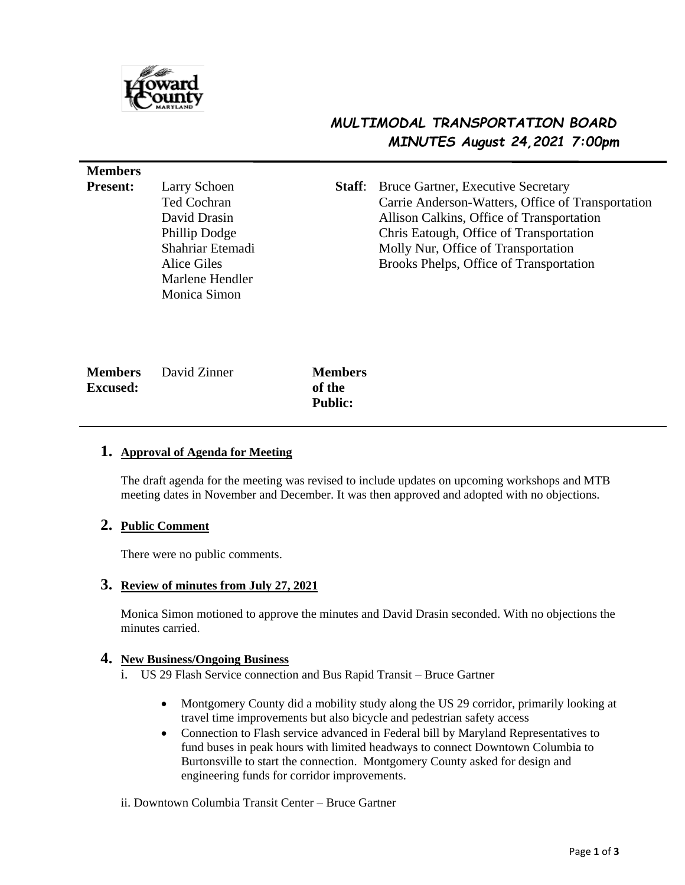# MULTIMODAL TRANSPORTATION BOARD
## MINUTES August 24,2021 7:00pm

**Members Present:**
Larry Schoen
Ted Cochran
David Drasin
Phillip Dodge
Shahriar Etemadi
Alice Giles
Marlene Hendler
Monica Simon

**Staff:**
Bruce Gartner, Executive Secretary
Carrie Anderson-Watters, Office of Transportation
Allison Calkins, Office of Transportation
Chris Eatough, Office of Transportation
Molly Nur, Office of Transportation
Brooks Phelps, Office of Transportation

**Members Excused:** David Zinner

**Members of the Public:**

## 1. Approval of Agenda for Meeting

The draft agenda for the meeting was revised to include updates on upcoming workshops and MTB meeting dates in November and December. It was then approved and adopted with no objections.

## 2. Public Comment

There were no public comments.

## 3. Review of minutes from July 27, 2021

Monica Simon motioned to approve the minutes and David Drasin seconded. With no objections the minutes carried.

## 4. New Business/Ongoing Business

i. US 29 Flash Service connection and Bus Rapid Transit – Bruce Gartner

- Montgomery County did a mobility study along the US 29 corridor, primarily looking at travel time improvements but also bicycle and pedestrian safety access
- Connection to Flash service advanced in Federal bill by Maryland Representatives to fund buses in peak hours with limited headways to connect Downtown Columbia to Burtonsville to start the connection. Montgomery County asked for design and engineering funds for corridor improvements.

ii. Downtown Columbia Transit Center – Bruce Gartner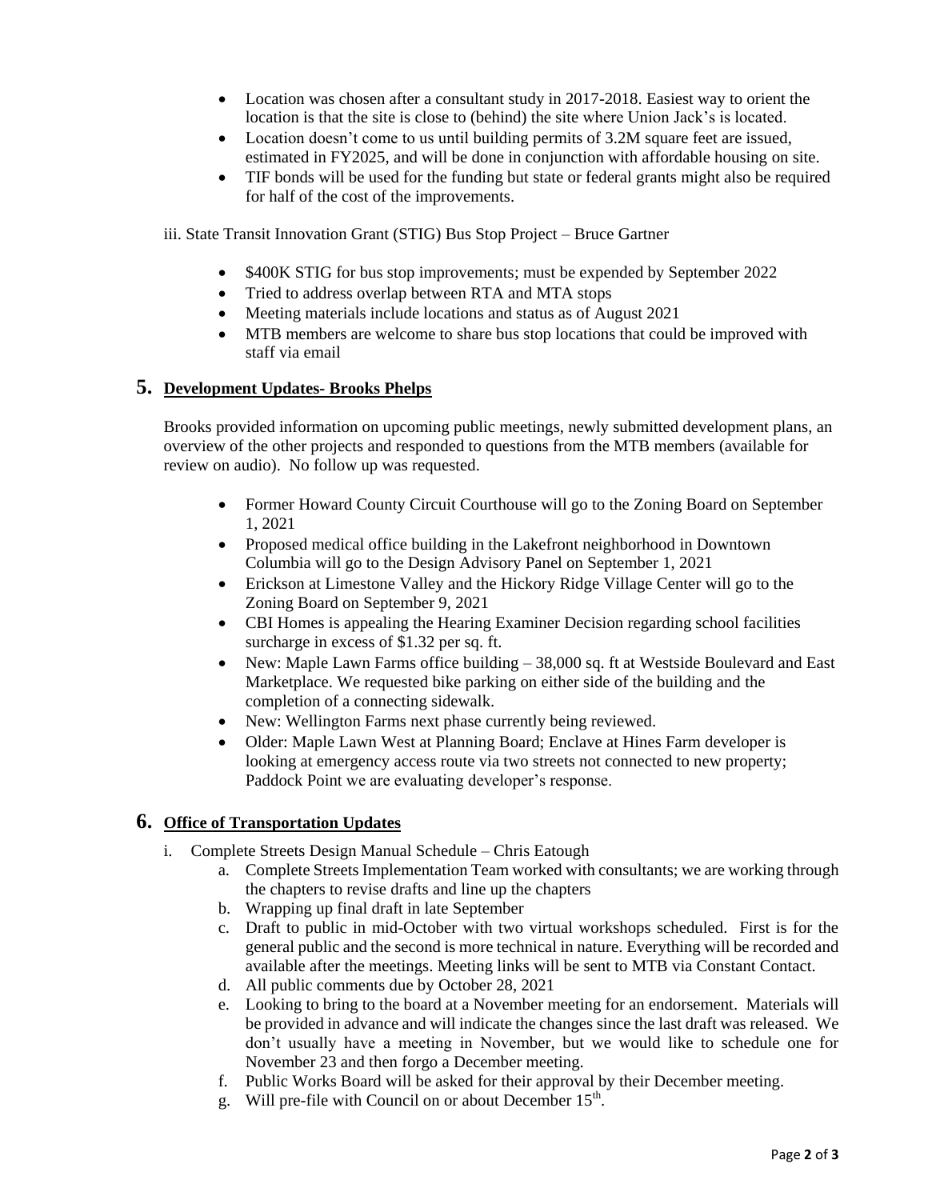- Location was chosen after a consultant study in 2017-2018. Easiest way to orient the location is that the site is close to (behind) the site where Union Jack's is located.
- Location doesn't come to us until building permits of 3.2M square feet are issued, estimated in FY2025, and will be done in conjunction with affordable housing on site.
- TIF bonds will be used for the funding but state or federal grants might also be required for half of the cost of the improvements.

iii. State Transit Innovation Grant (STIG) Bus Stop Project – Bruce Gartner

- $400K STIG for bus stop improvements; must be expended by September 2022
- Tried to address overlap between RTA and MTA stops
- Meeting materials include locations and status as of August 2021
- MTB members are welcome to share bus stop locations that could be improved with staff via email

## 5. Development Updates- Brooks Phelps

Brooks provided information on upcoming public meetings, newly submitted development plans, an overview of the other projects and responded to questions from the MTB members (available for review on audio). No follow up was requested.

- Former Howard County Circuit Courthouse will go to the Zoning Board on September 1, 2021
- Proposed medical office building in the Lakefront neighborhood in Downtown Columbia will go to the Design Advisory Panel on September 1, 2021
- Erickson at Limestone Valley and the Hickory Ridge Village Center will go to the Zoning Board on September 9, 2021
- CBI Homes is appealing the Hearing Examiner Decision regarding school facilities surcharge in excess of $1.32 per sq. ft.
- New: Maple Lawn Farms office building – 38,000 sq. ft at Westside Boulevard and East Marketplace. We requested bike parking on either side of the building and the completion of a connecting sidewalk.
- New: Wellington Farms next phase currently being reviewed.
- Older: Maple Lawn West at Planning Board; Enclave at Hines Farm developer is looking at emergency access route via two streets not connected to new property; Paddock Point we are evaluating developer's response.

## 6. Office of Transportation Updates

i. Complete Streets Design Manual Schedule – Chris Eatough
   a. Complete Streets Implementation Team worked with consultants; we are working through the chapters to revise drafts and line up the chapters
   b. Wrapping up final draft in late September
   c. Draft to public in mid-October with two virtual workshops scheduled. First is for the general public and the second is more technical in nature. Everything will be recorded and available after the meetings. Meeting links will be sent to MTB via Constant Contact.
   d. All public comments due by October 28, 2021
   e. Looking to bring to the board at a November meeting for an endorsement. Materials will be provided in advance and will indicate the changes since the last draft was released. We don't usually have a meeting in November, but we would like to schedule one for November 23 and then forgo a December meeting.
   f. Public Works Board will be asked for their approval by their December meeting.
   g. Will pre-file with Council on or about December 15th.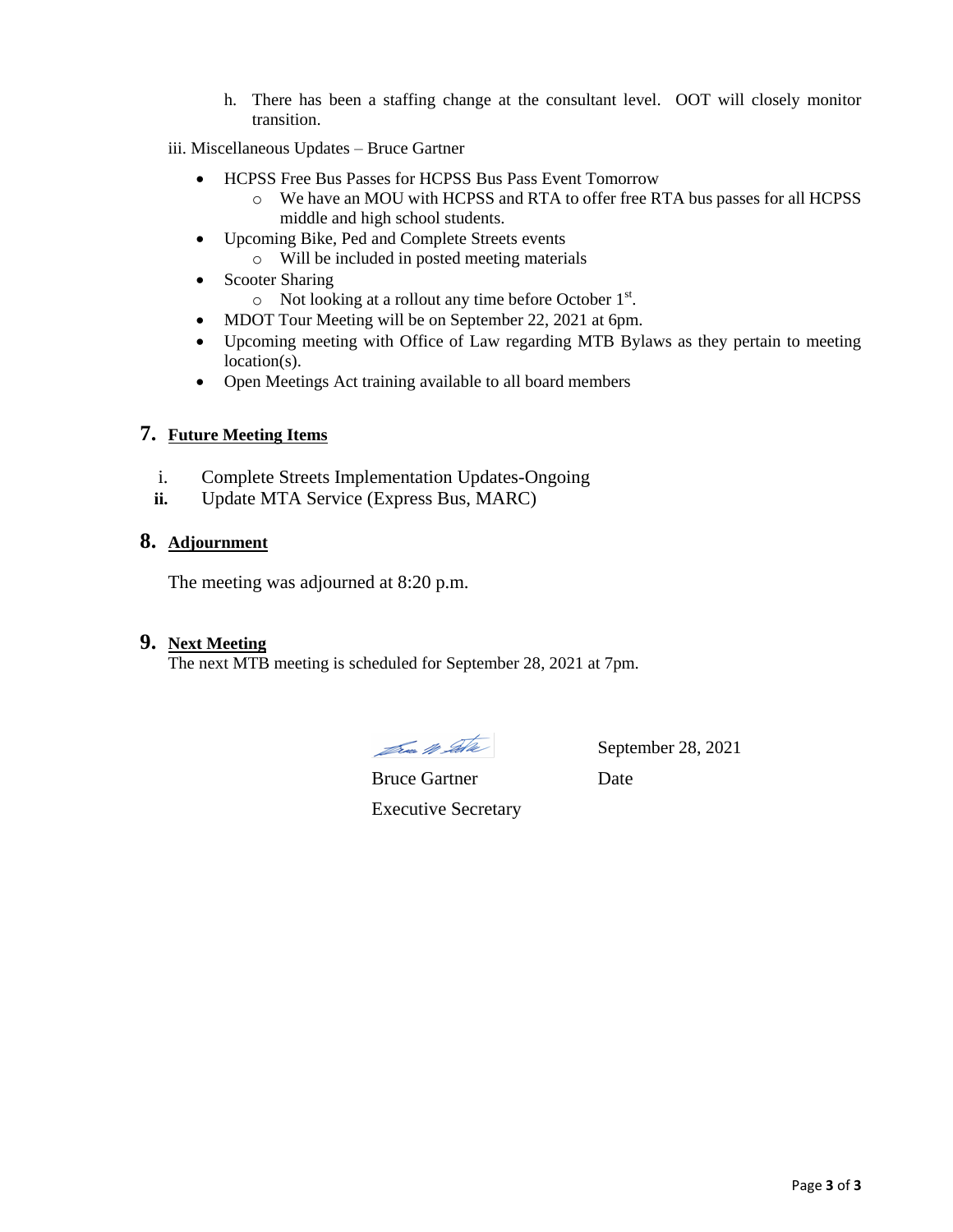h. There has been a staffing change at the consultant level. OOT will closely monitor transition.

iii. Miscellaneous Updates – Bruce Gartner

- HCPSS Free Bus Passes for HCPSS Bus Pass Event Tomorrow
  - We have an MOU with HCPSS and RTA to offer free RTA bus passes for all HCPSS middle and high school students.
- Upcoming Bike, Ped and Complete Streets events
  - Will be included in posted meeting materials
- Scooter Sharing
  - Not looking at a rollout any time before October 1st.
- MDOT Tour Meeting will be on September 22, 2021 at 6pm.
- Upcoming meeting with Office of Law regarding MTB Bylaws as they pertain to meeting location(s).
- Open Meetings Act training available to all board members

## 7. Future Meeting Items

i. Complete Streets Implementation Updates-Ongoing

**ii.** Update MTA Service (Express Bus, MARC)

## 8. Adjournment

The meeting was adjourned at 8:20 p.m.

## 9. Next Meeting

The next MTB meeting is scheduled for September 28, 2021 at 7pm.

Bruce Gartner
Executive Secretary

September 28, 2021
Date